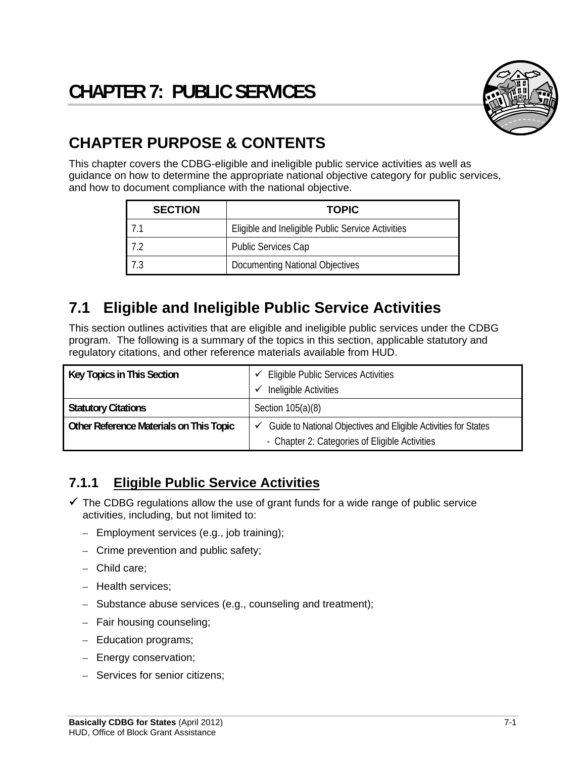# CHAPTER 7: PUBLIC SERVICES

## CHAPTER PURPOSE & CONTENTS

This chapter covers the CDBG-eligible and ineligible public service activities as well as guidance on how to determine the appropriate national objective category for public services, and how to document compliance with the national objective.

| SECTION | TOPIC |
|---|---|
| 7.1 | Eligible and Ineligible Public Service Activities |
| 7.2 | Public Services Cap |
| 7.3 | Documenting National Objectives |

## 7.1 Eligible and Ineligible Public Service Activities

This section outlines activities that are eligible and ineligible public services under the CDBG program. The following is a summary of the topics in this section, applicable statutory and regulatory citations, and other reference materials available from HUD.

| | |
|---|---|
| **Key Topics in This Section** | ✓ Eligible Public Services Activities<br>✓ Ineligible Activities |
| **Statutory Citations** | Section 105(a)(8) |
| **Other Reference Materials on This Topic** | ✓ Guide to National Objectives and Eligible Activities for States<br>- Chapter 2: Categories of Eligible Activities |

### 7.1.1 Eligible Public Service Activities

✓ The CDBG regulations allow the use of grant funds for a wide range of public service activities, including, but not limited to:

- Employment services (e.g., job training);
- Crime prevention and public safety;
- Child care;
- Health services;
- Substance abuse services (e.g., counseling and treatment);
- Fair housing counseling;
- Education programs;
- Energy conservation;
- Services for senior citizens;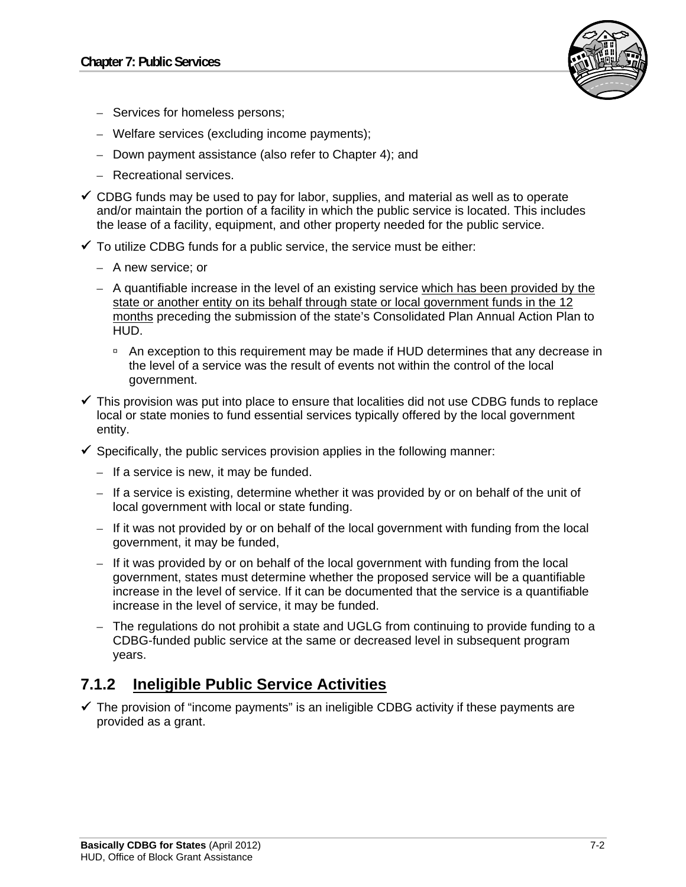- Services for homeless persons;
  - Welfare services (excluding income payments);
  - Down payment assistance (also refer to Chapter 4); and
  - Recreational services.

- ✓ CDBG funds may be used to pay for labor, supplies, and material as well as to operate and/or maintain the portion of a facility in which the public service is located. This includes the lease of a facility, equipment, and other property needed for the public service.
- ✓ To utilize CDBG funds for a public service, the service must be either:
  - A new service; or
  - A quantifiable increase in the level of an existing service <u>which has been provided by the state or another entity on its behalf through state or local government funds in the 12 months</u> preceding the submission of the state's Consolidated Plan Annual Action Plan to HUD.
    - An exception to this requirement may be made if HUD determines that any decrease in the level of a service was the result of events not within the control of the local government.
- ✓ This provision was put into place to ensure that localities did not use CDBG funds to replace local or state monies to fund essential services typically offered by the local government entity.
- ✓ Specifically, the public services provision applies in the following manner:
  - If a service is new, it may be funded.
  - If a service is existing, determine whether it was provided by or on behalf of the unit of local government with local or state funding.
  - If it was not provided by or on behalf of the local government with funding from the local government, it may be funded,
  - If it was provided by or on behalf of the local government with funding from the local government, states must determine whether the proposed service will be a quantifiable increase in the level of service. If it can be documented that the service is a quantifiable increase in the level of service, it may be funded.
  - The regulations do not prohibit a state and UGLG from continuing to provide funding to a CDBG-funded public service at the same or decreased level in subsequent program years.

## 7.1.2 Ineligible Public Service Activities

- ✓ The provision of "income payments" is an ineligible CDBG activity if these payments are provided as a grant.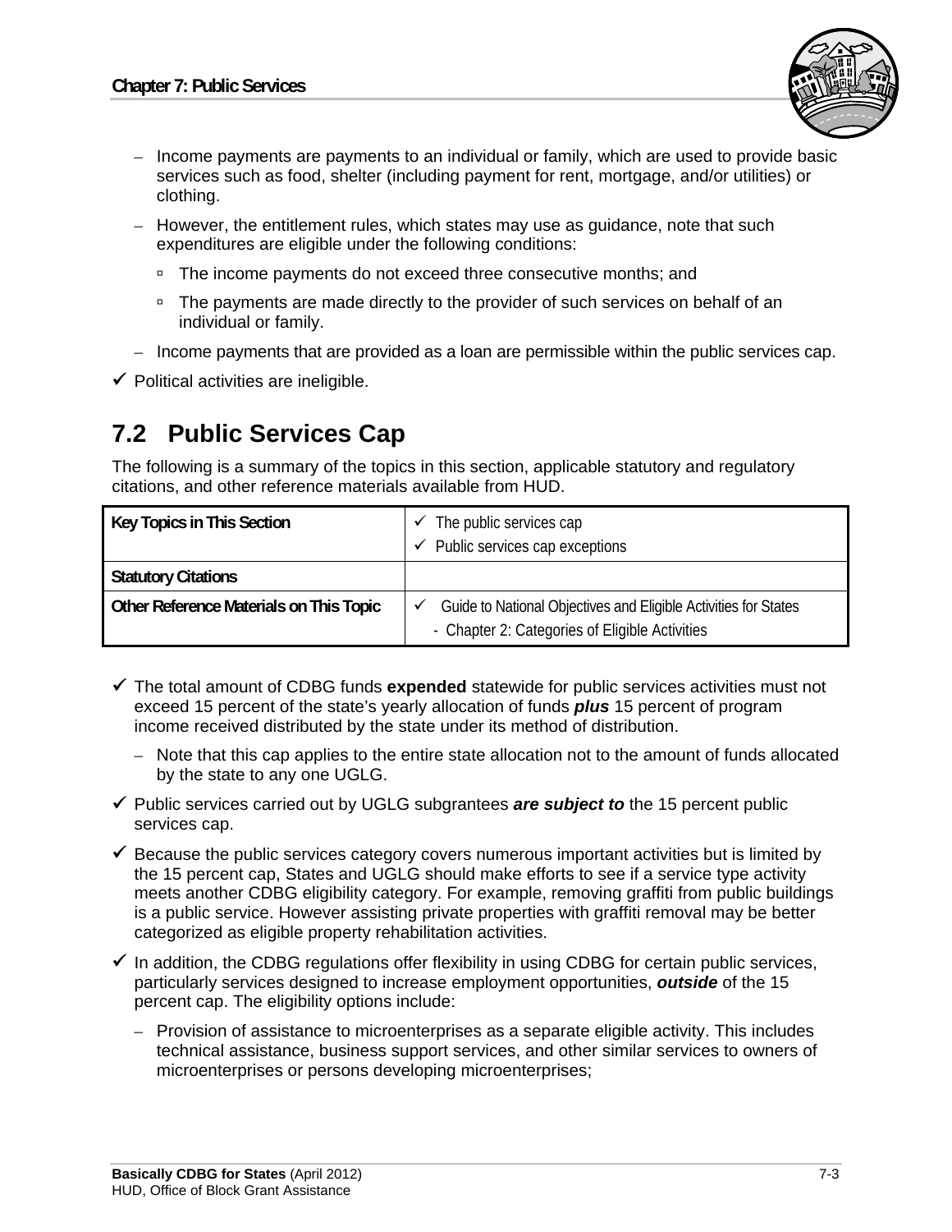- Income payments are payments to an individual or family, which are used to provide basic services such as food, shelter (including payment for rent, mortgage, and/or utilities) or clothing.
- However, the entitlement rules, which states may use as guidance, note that such expenditures are eligible under the following conditions:
  - The income payments do not exceed three consecutive months; and
  - The payments are made directly to the provider of such services on behalf of an individual or family.
- Income payments that are provided as a loan are permissible within the public services cap.

✓ Political activities are ineligible.

## 7.2 Public Services Cap

The following is a summary of the topics in this section, applicable statutory and regulatory citations, and other reference materials available from HUD.

| Key Topics in This Section | ✓ The public services cap<br>✓ Public services cap exceptions |
|---|---|
| **Statutory Citations** | |
| **Other Reference Materials on This Topic** | ✓ Guide to National Objectives and Eligible Activities for States<br>- Chapter 2: Categories of Eligible Activities |

✓ The total amount of CDBG funds **expended** statewide for public services activities must not exceed 15 percent of the state's yearly allocation of funds ***plus*** 15 percent of program income received distributed by the state under its method of distribution.

- Note that this cap applies to the entire state allocation not to the amount of funds allocated by the state to any one UGLG.

✓ Public services carried out by UGLG subgrantees ***are subject to*** the 15 percent public services cap.

✓ Because the public services category covers numerous important activities but is limited by the 15 percent cap, States and UGLG should make efforts to see if a service type activity meets another CDBG eligibility category. For example, removing graffiti from public buildings is a public service. However assisting private properties with graffiti removal may be better categorized as eligible property rehabilitation activities.

✓ In addition, the CDBG regulations offer flexibility in using CDBG for certain public services, particularly services designed to increase employment opportunities, ***outside*** of the 15 percent cap. The eligibility options include:

- Provision of assistance to microenterprises as a separate eligible activity. This includes technical assistance, business support services, and other similar services to owners of microenterprises or persons developing microenterprises;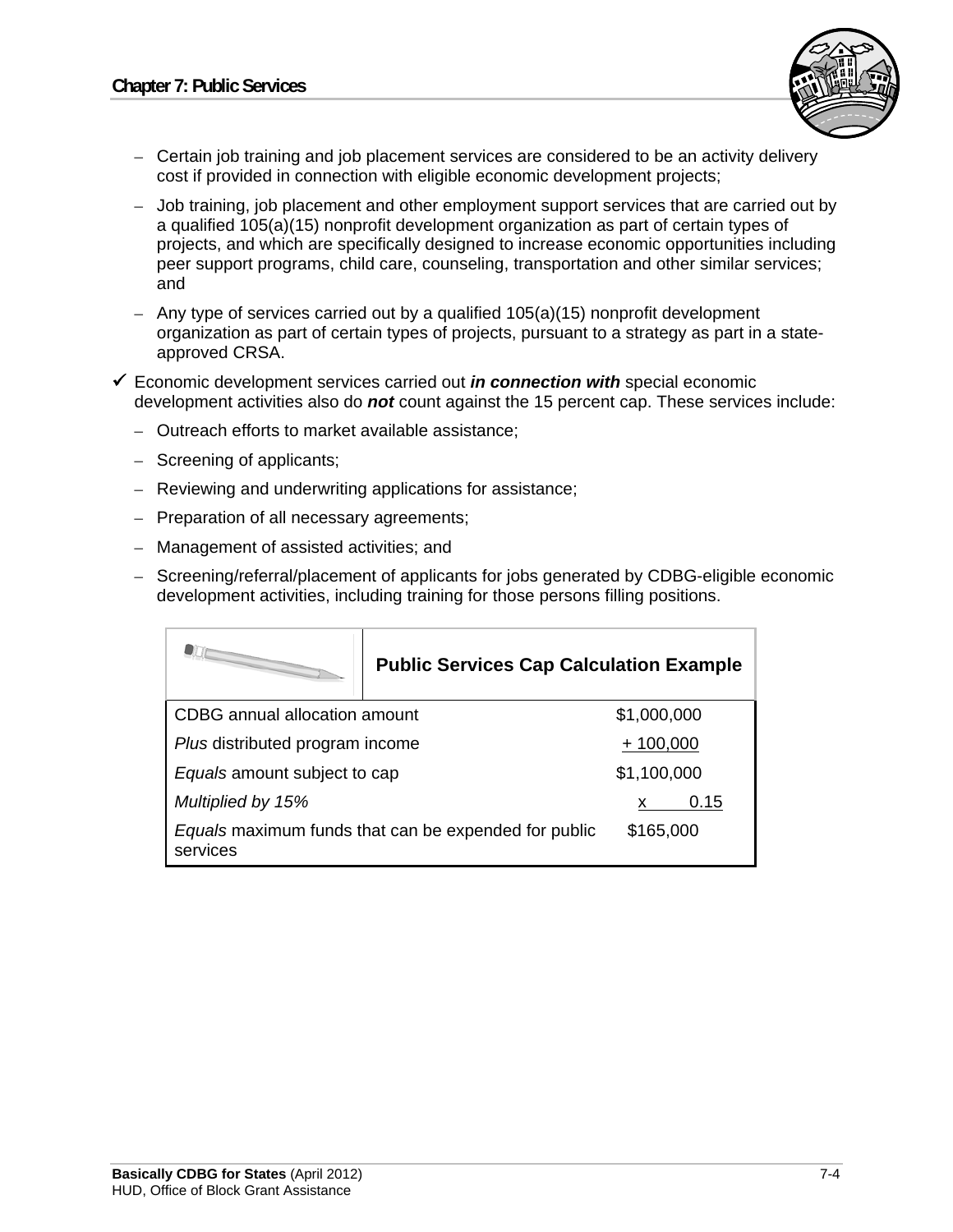- Certain job training and job placement services are considered to be an activity delivery cost if provided in connection with eligible economic development projects;
- Job training, job placement and other employment support services that are carried out by a qualified 105(a)(15) nonprofit development organization as part of certain types of projects, and which are specifically designed to increase economic opportunities including peer support programs, child care, counseling, transportation and other similar services; and
- Any type of services carried out by a qualified 105(a)(15) nonprofit development organization as part of certain types of projects, pursuant to a strategy as part in a state-approved CRSA.

✓ Economic development services carried out ***in connection with*** special economic development activities also do ***not*** count against the 15 percent cap. These services include:

- Outreach efforts to market available assistance;
- Screening of applicants;
- Reviewing and underwriting applications for assistance;
- Preparation of all necessary agreements;
- Management of assisted activities; and
- Screening/referral/placement of applicants for jobs generated by CDBG-eligible economic development activities, including training for those persons filling positions.

| **Public Services Cap Calculation Example** | |
|---|---|
| CDBG annual allocation amount | $1,000,000 |
| *Plus* distributed program income | + 100,000 |
| *Equals* amount subject to cap | $1,100,000 |
| *Multiplied by 15%* | x 0.15 |
| *Equals* maximum funds that can be expended for public services | $165,000 |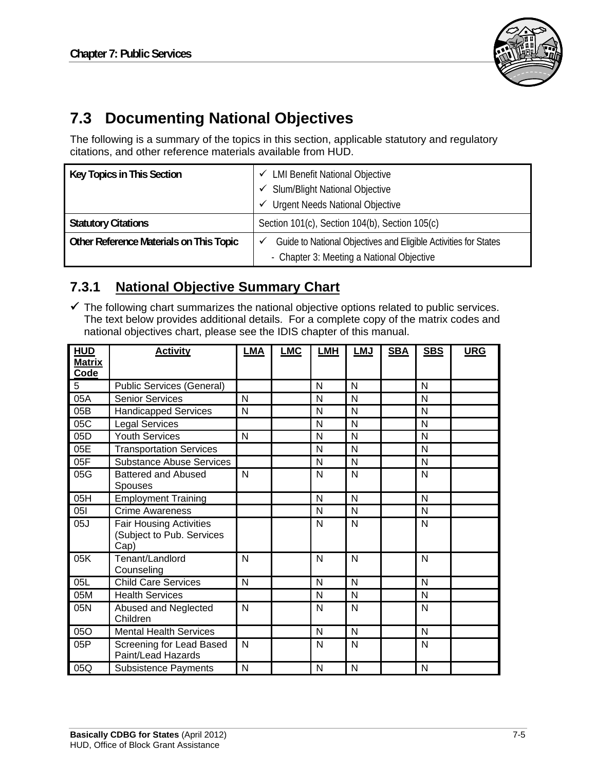## 7.3 Documenting National Objectives

The following is a summary of the topics in this section, applicable statutory and regulatory citations, and other reference materials available from HUD.

| **Key Topics in This Section** | ✓ LMI Benefit National Objective<br>✓ Slum/Blight National Objective<br>✓ Urgent Needs National Objective |
|---|---|
| **Statutory Citations** | Section 101(c), Section 104(b), Section 105(c) |
| **Other Reference Materials on This Topic** | ✓ Guide to National Objectives and Eligible Activities for States<br>- Chapter 3: Meeting a National Objective |

### 7.3.1 National Objective Summary Chart

✓ The following chart summarizes the national objective options related to public services. The text below provides additional details. For a complete copy of the matrix codes and national objectives chart, please see the IDIS chapter of this manual.

| HUD Matrix Code | Activity | LMA | LMC | LMH | LMJ | SBA | SBS | URG |
|---|---|---|---|---|---|---|---|---|
| 5 | Public Services (General) | | | N | N | | N | |
| 05A | Senior Services | N | | N | N | | N | |
| 05B | Handicapped Services | N | | N | N | | N | |
| 05C | Legal Services | | | N | N | | N | |
| 05D | Youth Services | N | | N | N | | N | |
| 05E | Transportation Services | | | N | N | | N | |
| 05F | Substance Abuse Services | | | N | N | | N | |
| 05G | Battered and Abused Spouses | N | | N | N | | N | |
| 05H | Employment Training | | | N | N | | N | |
| 05I | Crime Awareness | | | N | N | | N | |
| 05J | Fair Housing Activities (Subject to Pub. Services Cap) | | | N | N | | N | |
| 05K | Tenant/Landlord Counseling | N | | N | N | | N | |
| 05L | Child Care Services | N | | N | N | | N | |
| 05M | Health Services | | | N | N | | N | |
| 05N | Abused and Neglected Children | N | | N | N | | N | |
| 05O | Mental Health Services | | | N | N | | N | |
| 05P | Screening for Lead Based Paint/Lead Hazards | N | | N | N | | N | |
| 05Q | Subsistence Payments | N | | N | N | | N | |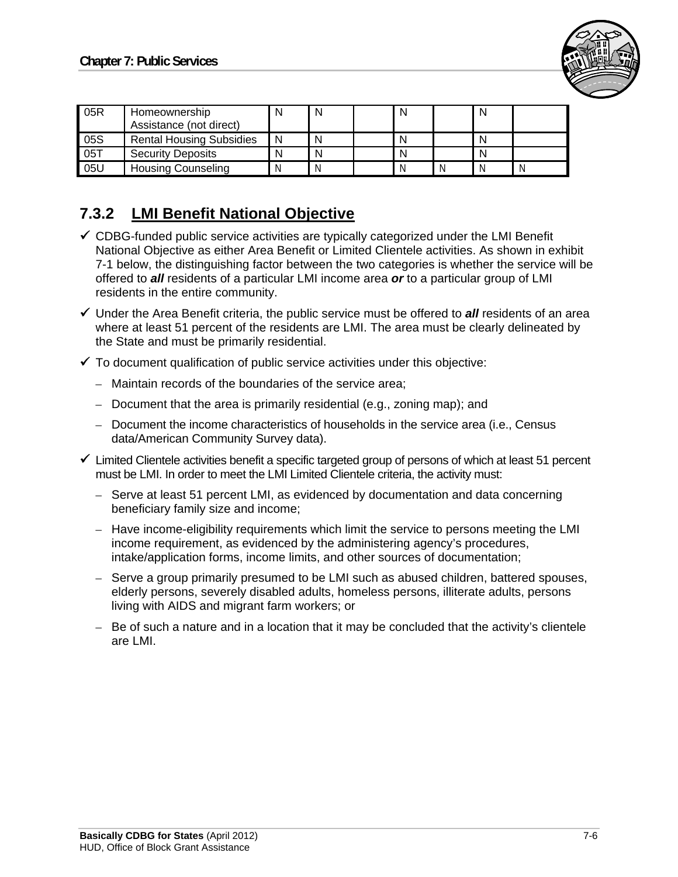| 05R | Homeownership Assistance (not direct) | N | N | | N | | N | |
|---|---|---|---|---|---|---|---|---|
| 05S | Rental Housing Subsidies | N | N | | N | | N | |
| 05T | Security Deposits | N | N | | N | | N | |
| 05U | Housing Counseling | N | N | | N | N | N | N |

### 7.3.2 LMI Benefit National Objective

- ✓ CDBG-funded public service activities are typically categorized under the LMI Benefit National Objective as either Area Benefit or Limited Clientele activities. As shown in exhibit 7-1 below, the distinguishing factor between the two categories is whether the service will be offered to ***all*** residents of a particular LMI income area ***or*** to a particular group of LMI residents in the entire community.
- ✓ Under the Area Benefit criteria, the public service must be offered to ***all*** residents of an area where at least 51 percent of the residents are LMI. The area must be clearly delineated by the State and must be primarily residential.
- ✓ To document qualification of public service activities under this objective:
  - Maintain records of the boundaries of the service area;
  - Document that the area is primarily residential (e.g., zoning map); and
  - Document the income characteristics of households in the service area (i.e., Census data/American Community Survey data).
- ✓ Limited Clientele activities benefit a specific targeted group of persons of which at least 51 percent must be LMI. In order to meet the LMI Limited Clientele criteria, the activity must:
  - Serve at least 51 percent LMI, as evidenced by documentation and data concerning beneficiary family size and income;
  - Have income-eligibility requirements which limit the service to persons meeting the LMI income requirement, as evidenced by the administering agency's procedures, intake/application forms, income limits, and other sources of documentation;
  - Serve a group primarily presumed to be LMI such as abused children, battered spouses, elderly persons, severely disabled adults, homeless persons, illiterate adults, persons living with AIDS and migrant farm workers; or
  - Be of such a nature and in a location that it may be concluded that the activity's clientele are LMI.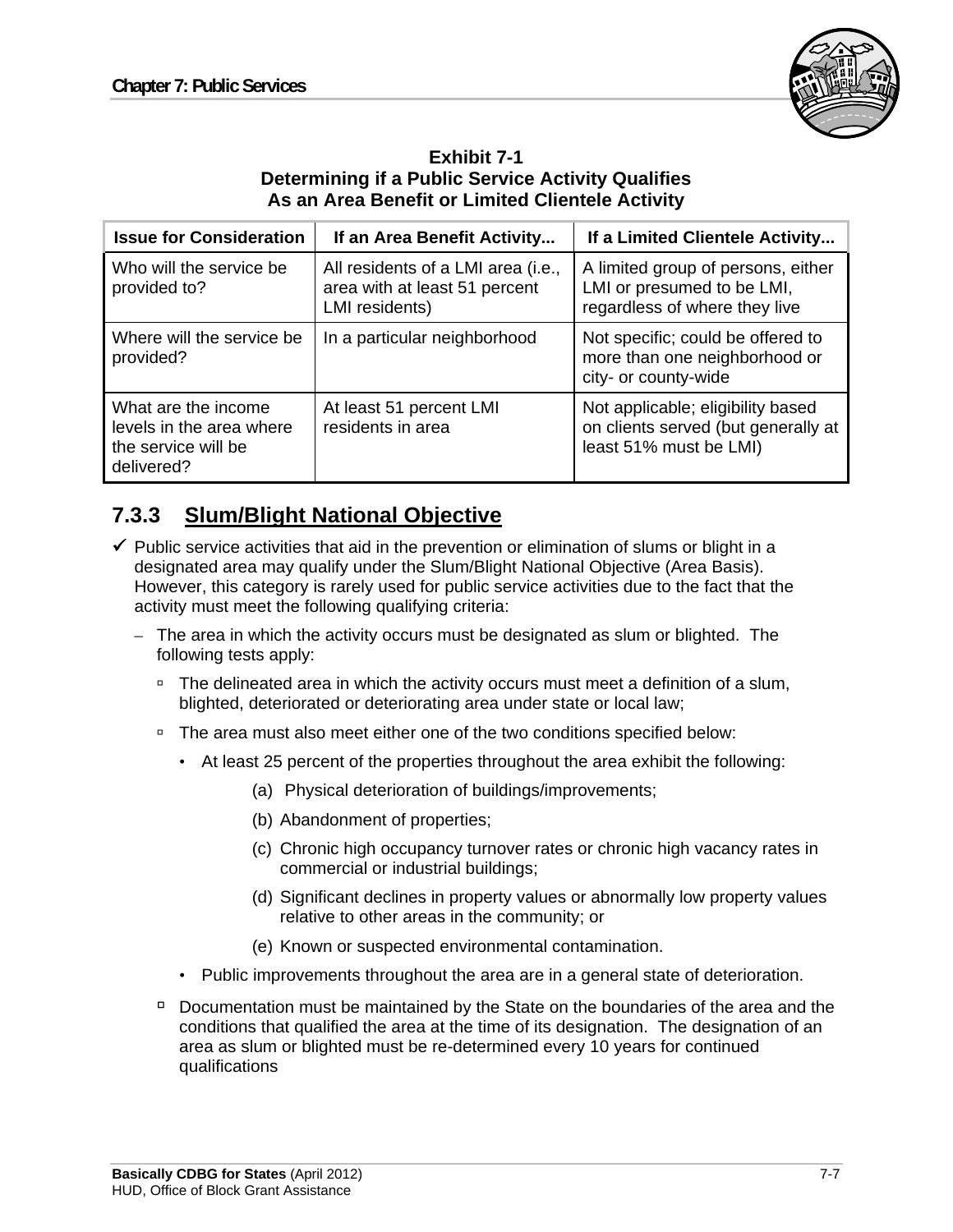**Exhibit 7-1**
**Determining if a Public Service Activity Qualifies**
**As an Area Benefit or Limited Clientele Activity**

| Issue for Consideration | If an Area Benefit Activity... | If a Limited Clientele Activity... |
|---|---|---|
| Who will the service be provided to? | All residents of a LMI area (i.e., area with at least 51 percent LMI residents) | A limited group of persons, either LMI or presumed to be LMI, regardless of where they live |
| Where will the service be provided? | In a particular neighborhood | Not specific; could be offered to more than one neighborhood or city- or county-wide |
| What are the income levels in the area where the service will be delivered? | At least 51 percent LMI residents in area | Not applicable; eligibility based on clients served (but generally at least 51% must be LMI) |

## 7.3.3 Slum/Blight National Objective

- ✓ Public service activities that aid in the prevention or elimination of slums or blight in a designated area may qualify under the Slum/Blight National Objective (Area Basis). However, this category is rarely used for public service activities due to the fact that the activity must meet the following qualifying criteria:
  - The area in which the activity occurs must be designated as slum or blighted. The following tests apply:
    - The delineated area in which the activity occurs must meet a definition of a slum, blighted, deteriorated or deteriorating area under state or local law;
    - The area must also meet either one of the two conditions specified below:
      - At least 25 percent of the properties throughout the area exhibit the following:
        - (a) Physical deterioration of buildings/improvements;
        - (b) Abandonment of properties;
        - (c) Chronic high occupancy turnover rates or chronic high vacancy rates in commercial or industrial buildings;
        - (d) Significant declines in property values or abnormally low property values relative to other areas in the community; or
        - (e) Known or suspected environmental contamination.
      - Public improvements throughout the area are in a general state of deterioration.
    - Documentation must be maintained by the State on the boundaries of the area and the conditions that qualified the area at the time of its designation. The designation of an area as slum or blighted must be re-determined every 10 years for continued qualifications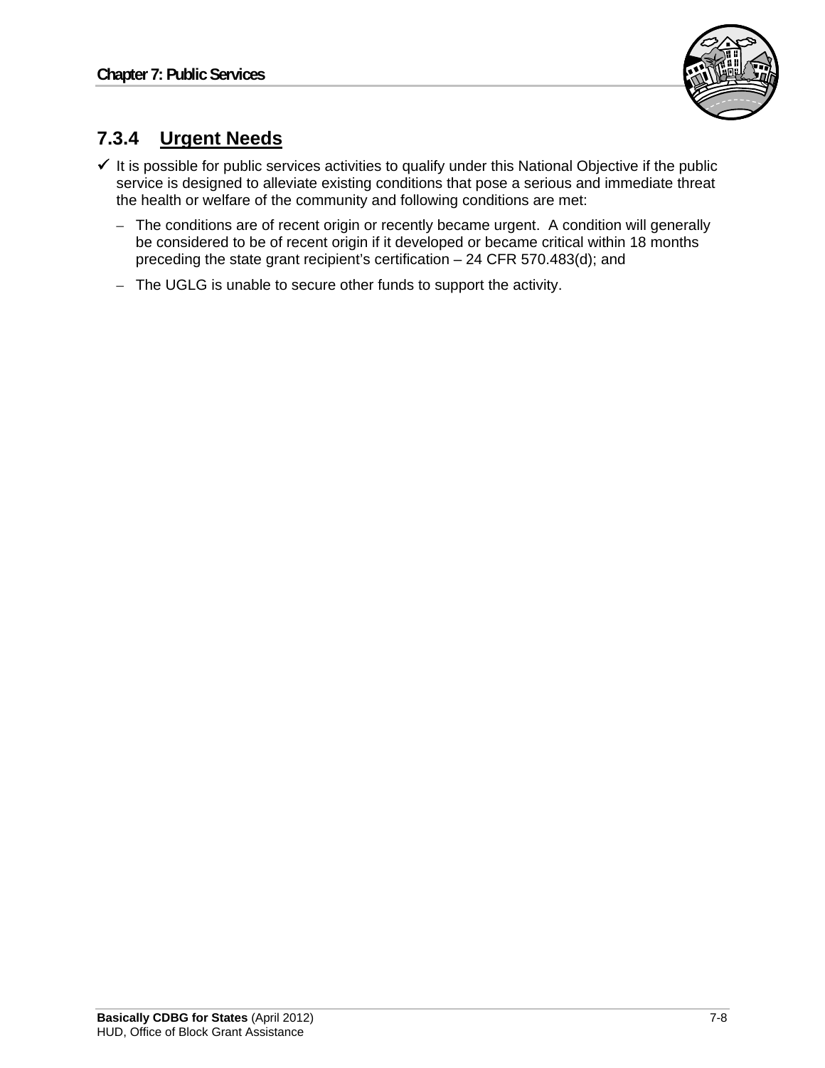### 7.3.4 Urgent Needs

- ✓ It is possible for public services activities to qualify under this National Objective if the public service is designed to alleviate existing conditions that pose a serious and immediate threat the health or welfare of the community and following conditions are met:
  - The conditions are of recent origin or recently became urgent. A condition will generally be considered to be of recent origin if it developed or became critical within 18 months preceding the state grant recipient's certification – 24 CFR 570.483(d); and
  - The UGLG is unable to secure other funds to support the activity.